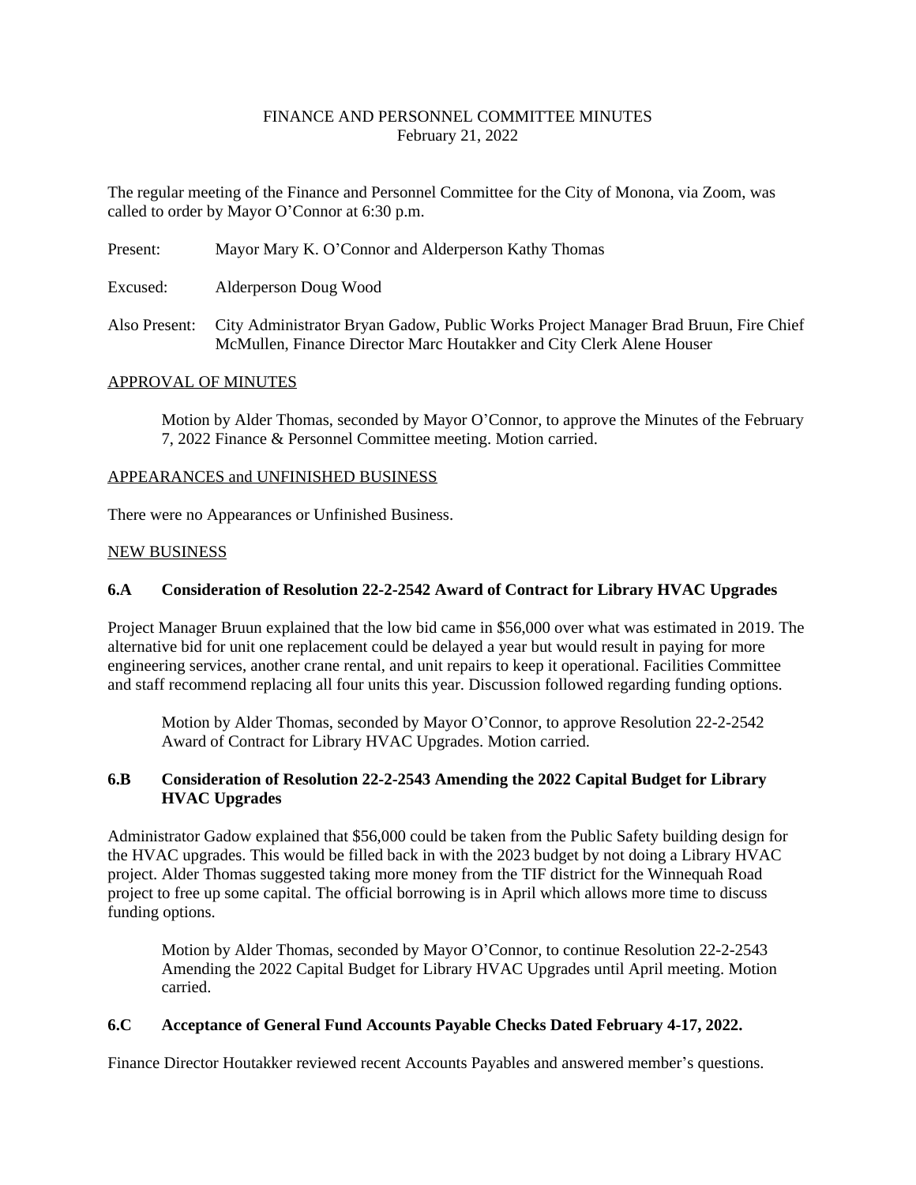# FINANCE AND PERSONNEL COMMITTEE MINUTES

February 21, 2022

The regular meeting of the Finance and Personnel Committee for the City of Monona, via Zoom, was called to order by Mayor O'Connor at 6:30 p.m.

Present: Mayor Mary K. O'Connor and Alderperson Kathy Thomas

Excused: Alderperson Doug Wood

Also Present: City Administrator Bryan Gadow, Public Works Project Manager Brad Bruun, Fire Chief McMullen, Finance Director Marc Houtakker and City Clerk Alene Houser

## APPROVAL OF MINUTES

Motion by Alder Thomas, seconded by Mayor O'Connor, to approve the Minutes of the February 7, 2022 Finance & Personnel Committee meeting. Motion carried.

## APPEARANCES and UNFINISHED BUSINESS

There were no Appearances or Unfinished Business.

## NEW BUSINESS

### 6.A Consideration of Resolution 22-2-2542 Award of Contract for Library HVAC Upgrades

Project Manager Bruun explained that the low bid came in $56,000 over what was estimated in 2019. The alternative bid for unit one replacement could be delayed a year but would result in paying for more engineering services, another crane rental, and unit repairs to keep it operational. Facilities Committee and staff recommend replacing all four units this year. Discussion followed regarding funding options.

Motion by Alder Thomas, seconded by Mayor O'Connor, to approve Resolution 22-2-2542 Award of Contract for Library HVAC Upgrades. Motion carried.

### 6.B Consideration of Resolution 22-2-2543 Amending the 2022 Capital Budget for Library HVAC Upgrades

Administrator Gadow explained that $56,000 could be taken from the Public Safety building design for the HVAC upgrades. This would be filled back in with the 2023 budget by not doing a Library HVAC project. Alder Thomas suggested taking more money from the TIF district for the Winnequah Road project to free up some capital. The official borrowing is in April which allows more time to discuss funding options.

Motion by Alder Thomas, seconded by Mayor O'Connor, to continue Resolution 22-2-2543 Amending the 2022 Capital Budget for Library HVAC Upgrades until April meeting. Motion carried.

### 6.C Acceptance of General Fund Accounts Payable Checks Dated February 4-17, 2022.

Finance Director Houtakker reviewed recent Accounts Payables and answered member's questions.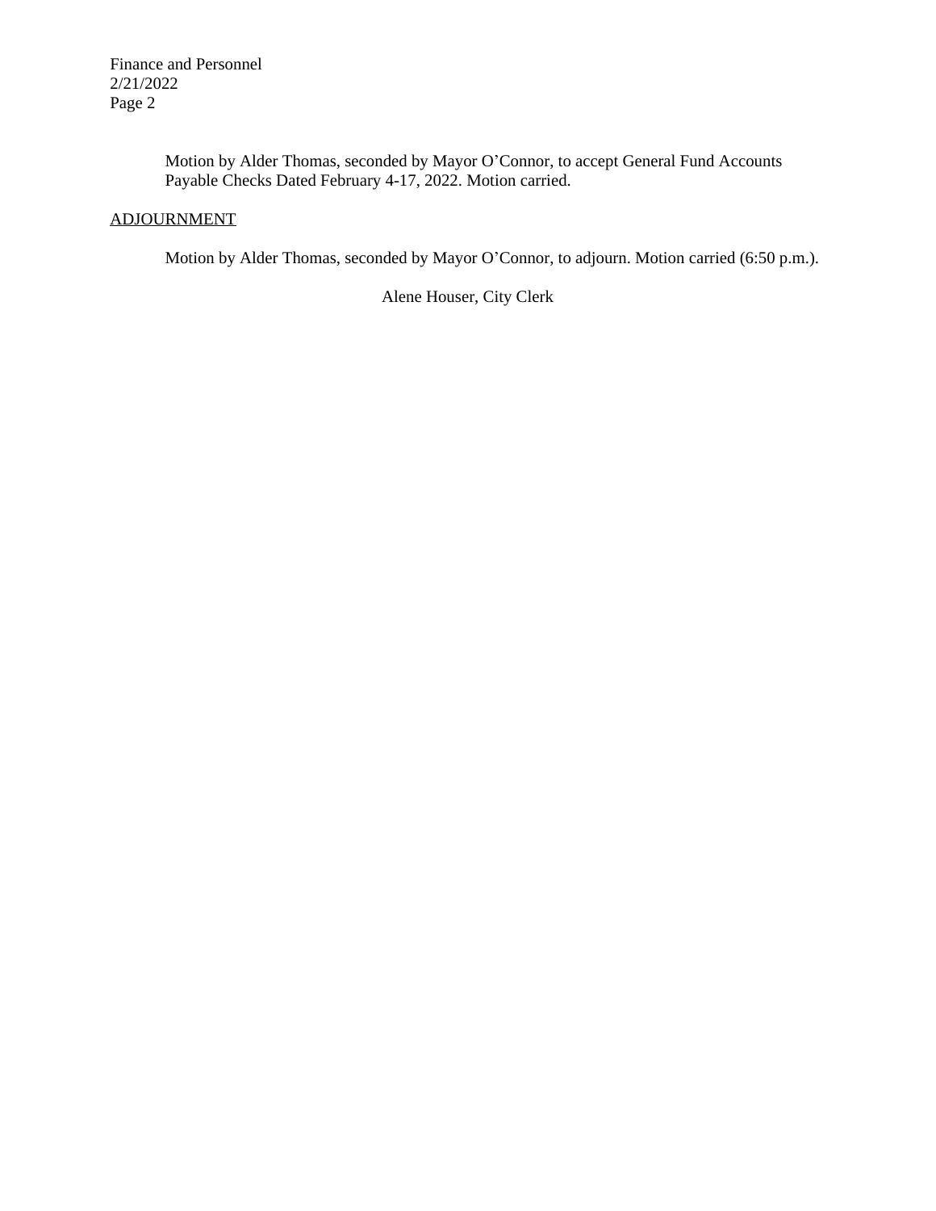Motion by Alder Thomas, seconded by Mayor O'Connor, to accept General Fund Accounts Payable Checks Dated February 4-17, 2022. Motion carried.

ADJOURNMENT

Motion by Alder Thomas, seconded by Mayor O'Connor, to adjourn. Motion carried (6:50 p.m.).

Alene Houser, City Clerk